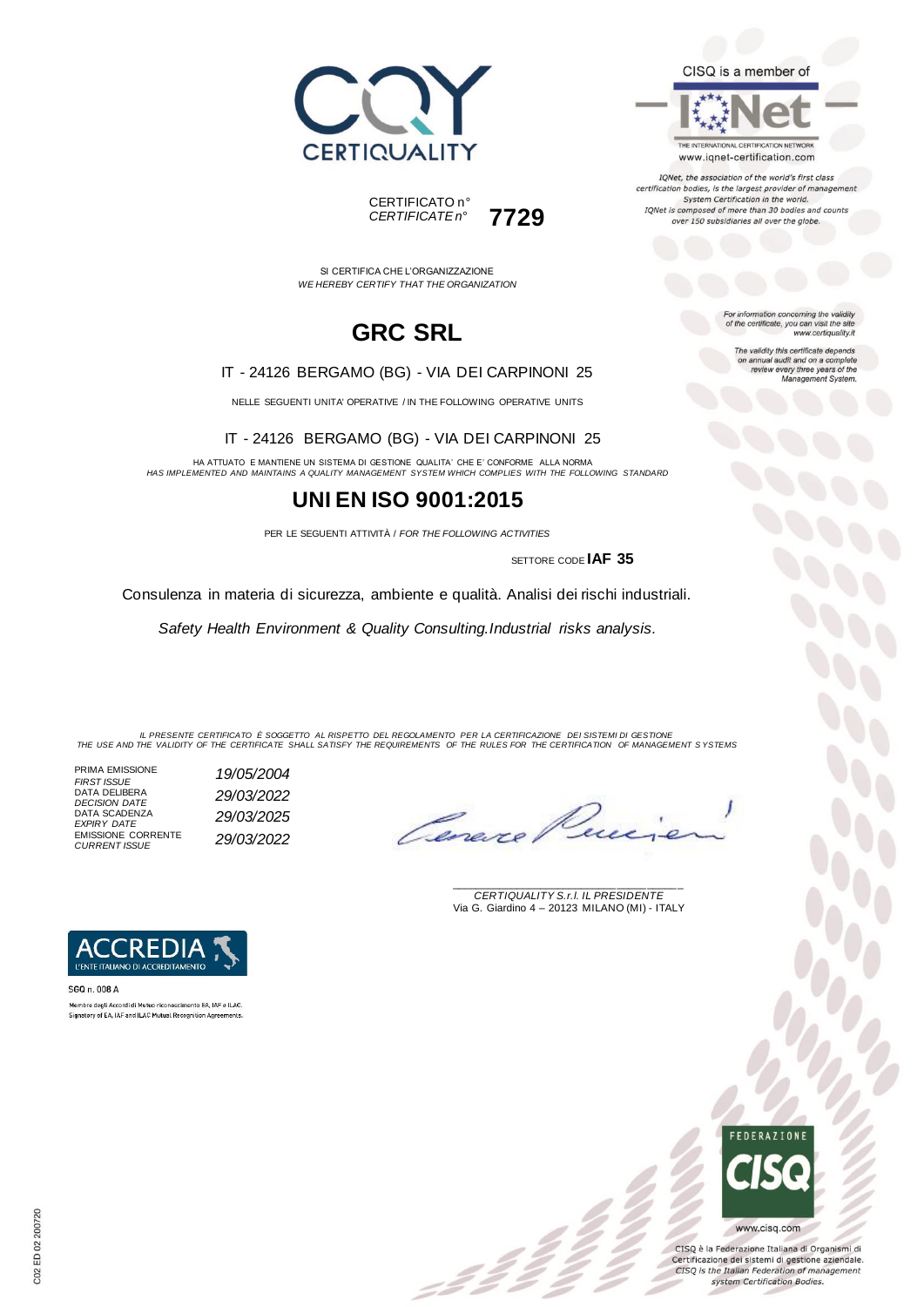CERTIQUALITY

CERTIFICATO n°
*CERTIFICATE n°* **7729**

CISQ is a member of

IQNet

THE INTERNATIONAL CERTIFICATION NETWORK
www.iqnet-certification.com

*IQNet, the association of the world's first class certification bodies, is the largest provider of management System Certification in the world. IQNet is composed of more than 30 bodies and counts over 150 subsidiaries all over the globe.*

*For information concerning the validity of the certificate, you can visit the site www.certiquality.it*

*The validity this certificate depends on annual audit and on a complete review every three years of the Management System.*

SI CERTIFICA CHE L'ORGANIZZAZIONE
*WE HEREBY CERTIFY THAT THE ORGANIZATION*

# GRC SRL

IT - 24126 BERGAMO (BG) - VIA DEI CARPINONI 25

NELLE SEGUENTI UNITA' OPERATIVE / IN THE FOLLOWING OPERATIVE UNITS

IT - 24126 BERGAMO (BG) - VIA DEI CARPINONI 25

HA ATTUATO E MANTIENE UN SISTEMA DI GESTIONE QUALITA' CHE E' CONFORME ALLA NORMA
*HAS IMPLEMENTED AND MAINTAINS A QUALITY MANAGEMENT SYSTEM WHICH COMPLIES WITH THE FOLLOWING STANDARD*

# UNI EN ISO 9001:2015

PER LE SEGUENTI ATTIVITÀ / *FOR THE FOLLOWING ACTIVITIES*

SETTORE CODE **IAF 35**

Consulenza in materia di sicurezza, ambiente e qualità. Analisi dei rischi industriali.

*Safety Health Environment & Quality Consulting.Industrial risks analysis.*

*IL PRESENTE CERTIFICATO È SOGGETTO AL RISPETTO DEL REGOLAMENTO PER LA CERTIFICAZIONE DEI SISTEMI DI GESTIONE*
*THE USE AND THE VALIDITY OF THE CERTIFICATE SHALL SATISFY THE REQUIREMENTS OF THE RULES FOR THE CERTIFICATION OF MANAGEMENT SYSTEMS*

| | |
|---|---|
| PRIMA EMISSIONE *FIRST ISSUE* | *19/05/2004* |
| DATA DELIBERA *DECISION DATE* | *29/03/2022* |
| DATA SCADENZA *EXPIRY DATE* | *29/03/2025* |
| EMISSIONE CORRENTE *CURRENT ISSUE* | *29/03/2022* |

*CERTIQUALITY S.r.l. IL PRESIDENTE*
Via G. Giardino 4 – 20123 MILANO (MI) - ITALY

ACCREDIA
L'ENTE ITALIANO DI ACCREDITAMENTO

SGQ n. 008 A
Membro degli Accordi di Mutuo riconoscimento EA, IAF e ILAC.
Signatory of EA, IAF and ILAC Mutual Recognition Agreements.

FEDERAZIONE CISQ
www.cisq.com

CISQ è la Federazione Italiana di Organismi di Certificazione dei sistemi di gestione aziendale.
*CISQ is the Italian Federation of management system Certification Bodies.*

C02 ED 02 200720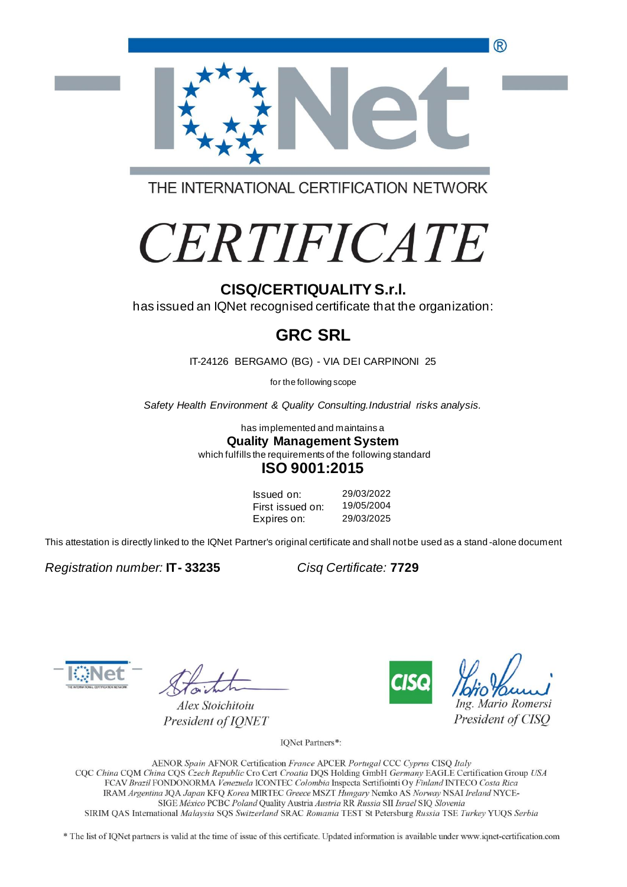THE INTERNATIONAL CERTIFICATION NETWORK

# CERTIFICATE

## CISQ/CERTIQUALITY S.r.l.

has issued an IQNet recognised certificate that the organization:

## GRC SRL

IT-24126 BERGAMO (BG) - VIA DEI CARPINONI 25

for the following scope

*Safety Health Environment & Quality Consulting.Industrial risks analysis.*

has implemented and maintains a

**Quality Management System**

which fulfills the requirements of the following standard

## ISO 9001:2015

| | |
|---|---|
| Issued on: | 29/03/2022 |
| First issued on: | 19/05/2004 |
| Expires on: | 29/03/2025 |

This attestation is directly linked to the IQNet Partner's original certificate and shall not be used as a stand-alone document

*Registration number:* **IT- 33235** *Cisq Certificate:* **7729**

*Alex Stoichitoiu*
*President of IQNET*

*Ing. Mario Romersi*
*President of CISQ*

IQNet Partners*:

AENOR *Spain* AFNOR Certification *France* APCER *Portugal* CCC *Cyprus* CISQ *Italy*
CQC *China* CQM *China* CQS *Czech Republic* Cro Cert *Croatia* DQS Holding GmbH *Germany* EAGLE Certification Group *USA*
FCAV *Brazil* FONDONORMA *Venezuela* ICONTEC *Colombia* Inspecta Sertifiointi Oy *Finland* INTECO *Costa Rica*
IRAM *Argentina* JQA *Japan* KFQ *Korea* MIRTEC *Greece* MSZT *Hungary* Nemko AS *Norway* NSAI *Ireland* NYCE-SIGE *México* PCBC *Poland* Quality Austria *Austria* RR *Russia* SII *Israel* SIQ *Slovenia*
SIRIM QAS International *Malaysia* SQS *Switzerland* SRAC *Romania* TEST St Petersburg *Russia* TSE *Turkey* YUQS *Serbia*

* The list of IQNet partners is valid at the time of issue of this certificate. Updated information is available under www.iqnet-certification.com